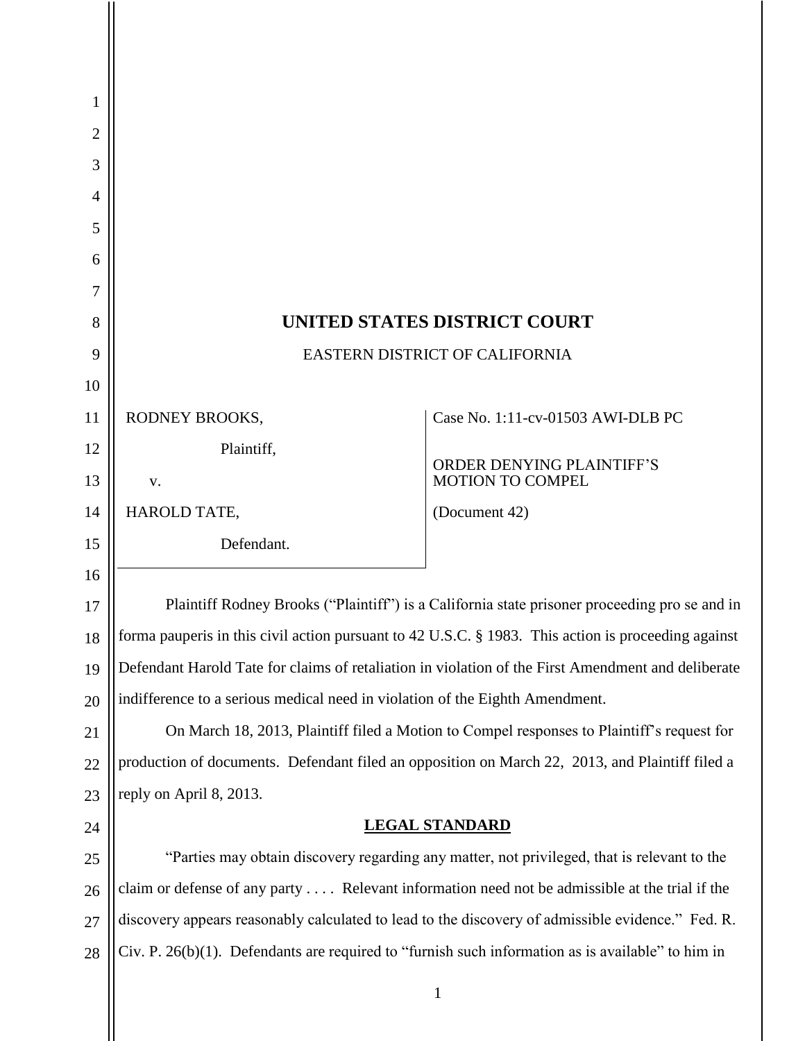# UNITED STATES DISTRICT COURT

EASTERN DISTRICT OF CALIFORNIA

| | |
|---|---|
| RODNEY BROOKS,<br><br>Plaintiff,<br><br>v.<br><br>HAROLD TATE,<br><br>Defendant. | Case No. 1:11-cv-01503 AWI-DLB PC<br><br>ORDER DENYING PLAINTIFF'S MOTION TO COMPEL<br><br>(Document 42) |

Plaintiff Rodney Brooks ("Plaintiff") is a California state prisoner proceeding pro se and in forma pauperis in this civil action pursuant to 42 U.S.C. § 1983. This action is proceeding against Defendant Harold Tate for claims of retaliation in violation of the First Amendment and deliberate indifference to a serious medical need in violation of the Eighth Amendment.

On March 18, 2013, Plaintiff filed a Motion to Compel responses to Plaintiff's request for production of documents. Defendant filed an opposition on March 22, 2013, and Plaintiff filed a reply on April 8, 2013.

## LEGAL STANDARD

"Parties may obtain discovery regarding any matter, not privileged, that is relevant to the claim or defense of any party . . . . Relevant information need not be admissible at the trial if the discovery appears reasonably calculated to lead to the discovery of admissible evidence." Fed. R. Civ. P. 26(b)(1). Defendants are required to "furnish such information as is available" to him in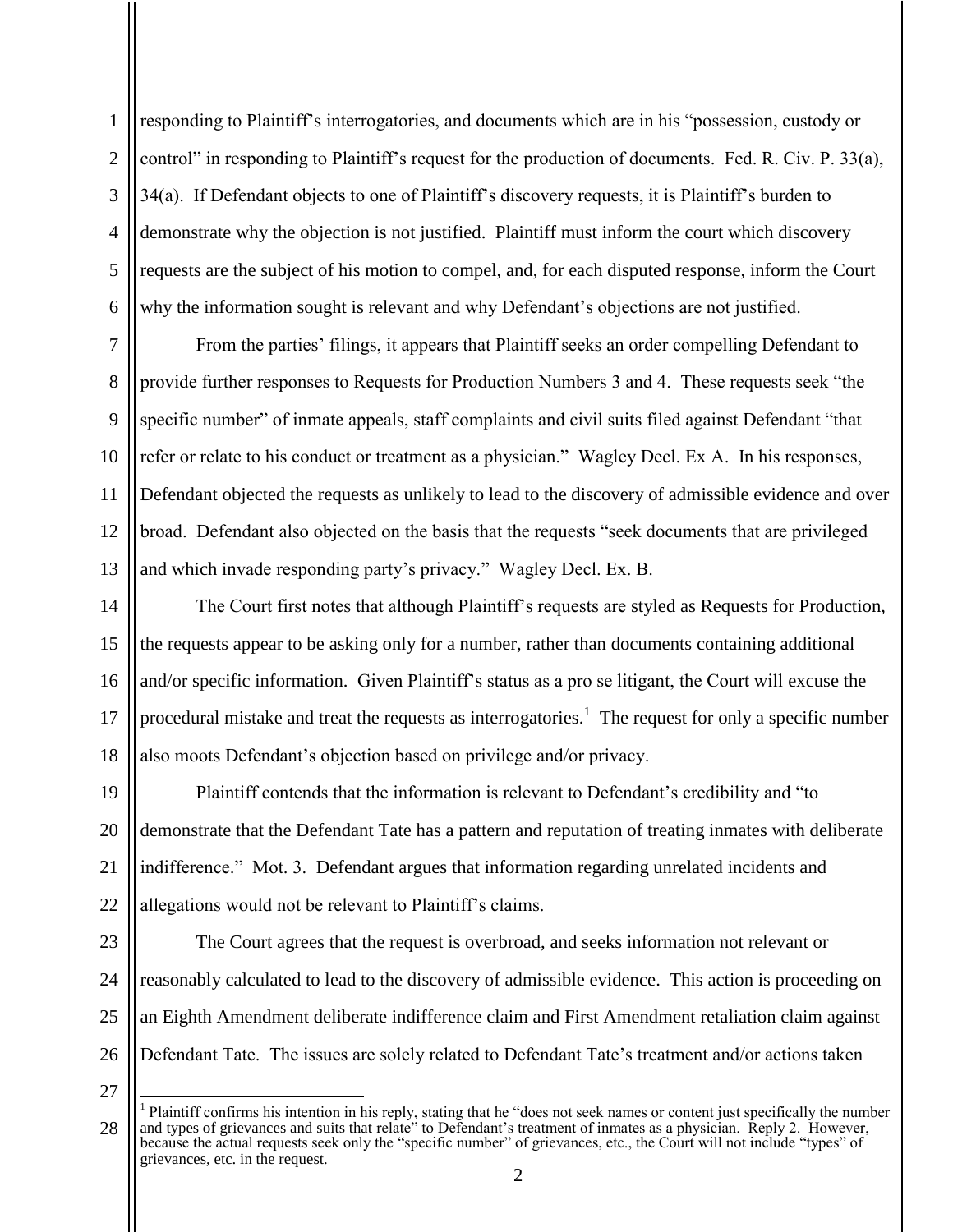responding to Plaintiff's interrogatories, and documents which are in his "possession, custody or control" in responding to Plaintiff's request for the production of documents. Fed. R. Civ. P. 33(a), 34(a). If Defendant objects to one of Plaintiff's discovery requests, it is Plaintiff's burden to demonstrate why the objection is not justified. Plaintiff must inform the court which discovery requests are the subject of his motion to compel, and, for each disputed response, inform the Court why the information sought is relevant and why Defendant's objections are not justified.

From the parties' filings, it appears that Plaintiff seeks an order compelling Defendant to provide further responses to Requests for Production Numbers 3 and 4. These requests seek "the specific number" of inmate appeals, staff complaints and civil suits filed against Defendant "that refer or relate to his conduct or treatment as a physician." Wagley Decl. Ex A. In his responses, Defendant objected the requests as unlikely to lead to the discovery of admissible evidence and over broad. Defendant also objected on the basis that the requests "seek documents that are privileged and which invade responding party's privacy." Wagley Decl. Ex. B.

The Court first notes that although Plaintiff's requests are styled as Requests for Production, the requests appear to be asking only for a number, rather than documents containing additional and/or specific information. Given Plaintiff's status as a pro se litigant, the Court will excuse the procedural mistake and treat the requests as interrogatories.[1] The request for only a specific number also moots Defendant's objection based on privilege and/or privacy.

Plaintiff contends that the information is relevant to Defendant's credibility and "to demonstrate that the Defendant Tate has a pattern and reputation of treating inmates with deliberate indifference." Mot. 3. Defendant argues that information regarding unrelated incidents and allegations would not be relevant to Plaintiff's claims.

The Court agrees that the request is overbroad, and seeks information not relevant or reasonably calculated to lead to the discovery of admissible evidence. This action is proceeding on an Eighth Amendment deliberate indifference claim and First Amendment retaliation claim against Defendant Tate. The issues are solely related to Defendant Tate's treatment and/or actions taken

[1] Plaintiff confirms his intention in his reply, stating that he "does not seek names or content just specifically the number and types of grievances and suits that relate" to Defendant's treatment of inmates as a physician. Reply 2. However, because the actual requests seek only the "specific number" of grievances, etc., the Court will not include "types" of grievances, etc. in the request.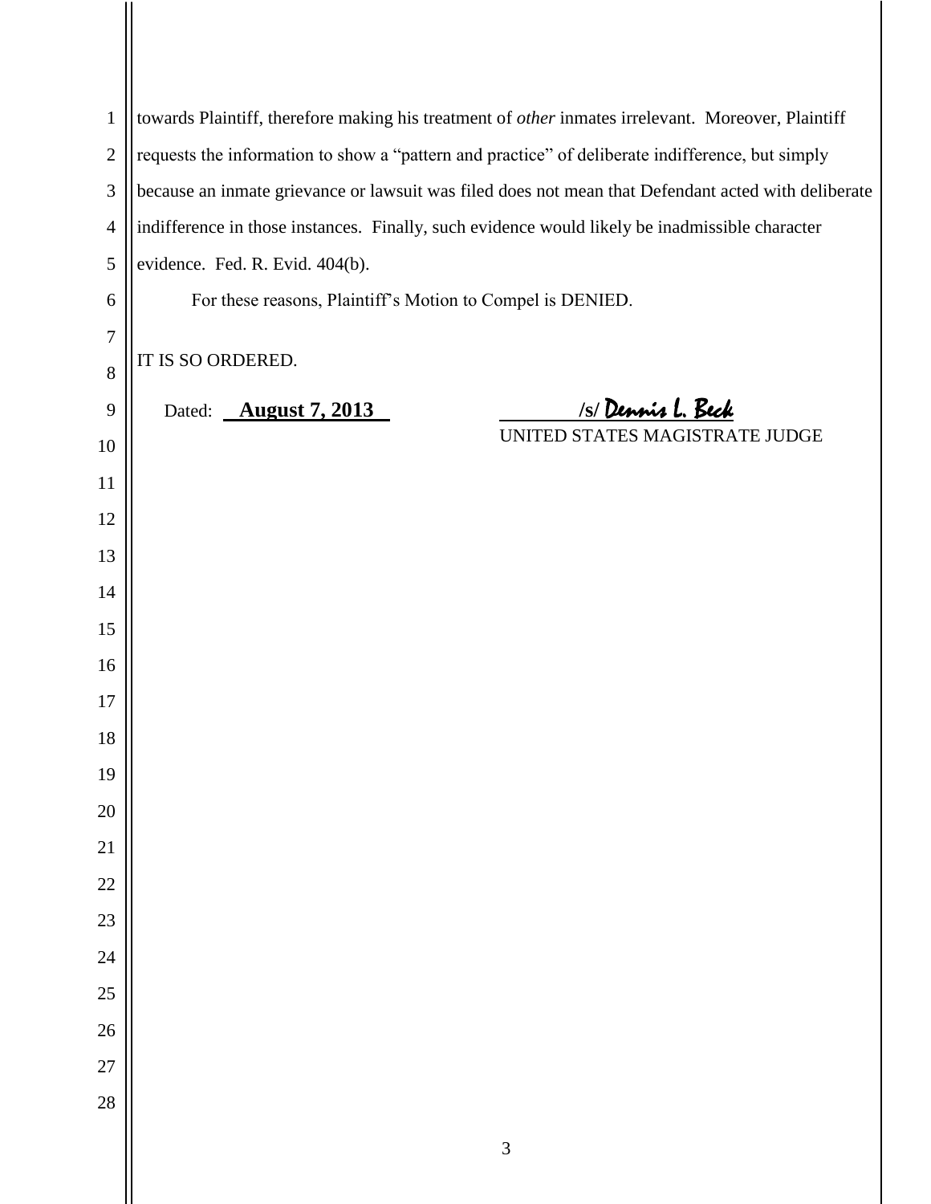towards Plaintiff, therefore making his treatment of *other* inmates irrelevant. Moreover, Plaintiff requests the information to show a "pattern and practice" of deliberate indifference, but simply because an inmate grievance or lawsuit was filed does not mean that Defendant acted with deliberate indifference in those instances. Finally, such evidence would likely be inadmissible character evidence. Fed. R. Evid. 404(b).

For these reasons, Plaintiff's Motion to Compel is DENIED.

IT IS SO ORDERED.

Dated: **August 7, 2013**

/s/ Dennis L. Beck
UNITED STATES MAGISTRATE JUDGE